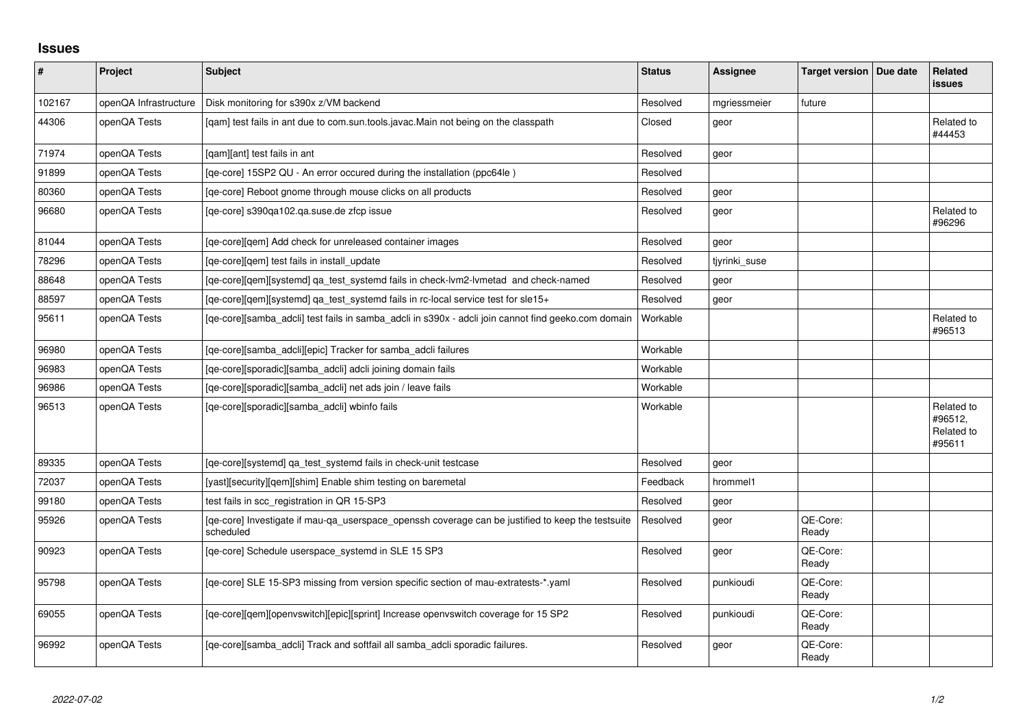## Issues

| # | Project | Subject | Status | Assignee | Target version | Due date | Related issues |
|---|---|---|---|---|---|---|---|
| 102167 | openQA Infrastructure | Disk monitoring for s390x z/VM backend | Resolved | mgriessmeier | future | | |
| 44306 | openQA Tests | [qam] test fails in ant due to com.sun.tools.javac.Main not being on the classpath | Closed | geor | | | Related to #44453 |
| 71974 | openQA Tests | [qam][ant] test fails in ant | Resolved | geor | | | |
| 91899 | openQA Tests | [qe-core] 15SP2 QU - An error occured during the installation (ppc64le ) | Resolved | | | | |
| 80360 | openQA Tests | [qe-core] Reboot gnome through mouse clicks on all products | Resolved | geor | | | |
| 96680 | openQA Tests | [qe-core] s390qa102.qa.suse.de zfcp issue | Resolved | geor | | | Related to #96296 |
| 81044 | openQA Tests | [qe-core][qem] Add check for unreleased container images | Resolved | geor | | | |
| 78296 | openQA Tests | [qe-core][qem] test fails in install_update | Resolved | tjyrinki_suse | | | |
| 88648 | openQA Tests | [qe-core][qem][systemd] qa_test_systemd fails in check-lvm2-lvmetad and check-named | Resolved | geor | | | |
| 88597 | openQA Tests | [qe-core][qem][systemd] qa_test_systemd fails in rc-local service test for sle15+ | Resolved | geor | | | |
| 95611 | openQA Tests | [qe-core][samba_adcli] test fails in samba_adcli in s390x - adcli join cannot find geeko.com domain | Workable | | | | Related to #96513 |
| 96980 | openQA Tests | [qe-core][samba_adcli][epic] Tracker for samba_adcli failures | Workable | | | | |
| 96983 | openQA Tests | [qe-core][sporadic][samba_adcli] adcli joining domain fails | Workable | | | | |
| 96986 | openQA Tests | [qe-core][sporadic][samba_adcli] net ads join / leave fails | Workable | | | | |
| 96513 | openQA Tests | [qe-core][sporadic][samba_adcli] wbinfo fails | Workable | | | | Related to #96512, Related to #95611 |
| 89335 | openQA Tests | [qe-core][systemd] qa_test_systemd fails in check-unit testcase | Resolved | geor | | | |
| 72037 | openQA Tests | [yast][security][qem][shim] Enable shim testing on baremetal | Feedback | hrommel1 | | | |
| 99180 | openQA Tests | test fails in scc_registration in QR 15-SP3 | Resolved | geor | | | |
| 95926 | openQA Tests | [qe-core] Investigate if mau-qa_userspace_openssh coverage can be justified to keep the testsuite scheduled | Resolved | geor | QE-Core: Ready | | |
| 90923 | openQA Tests | [qe-core] Schedule userspace_systemd in SLE 15 SP3 | Resolved | geor | QE-Core: Ready | | |
| 95798 | openQA Tests | [qe-core] SLE 15-SP3 missing from version specific section of mau-extratests-*.yaml | Resolved | punkioudi | QE-Core: Ready | | |
| 69055 | openQA Tests | [qe-core][qem][openvswitch][epic][sprint] Increase openvswitch coverage for 15 SP2 | Resolved | punkioudi | QE-Core: Ready | | |
| 96992 | openQA Tests | [qe-core][samba_adcli] Track and softfail all samba_adcli sporadic failures. | Resolved | geor | QE-Core: Ready | | |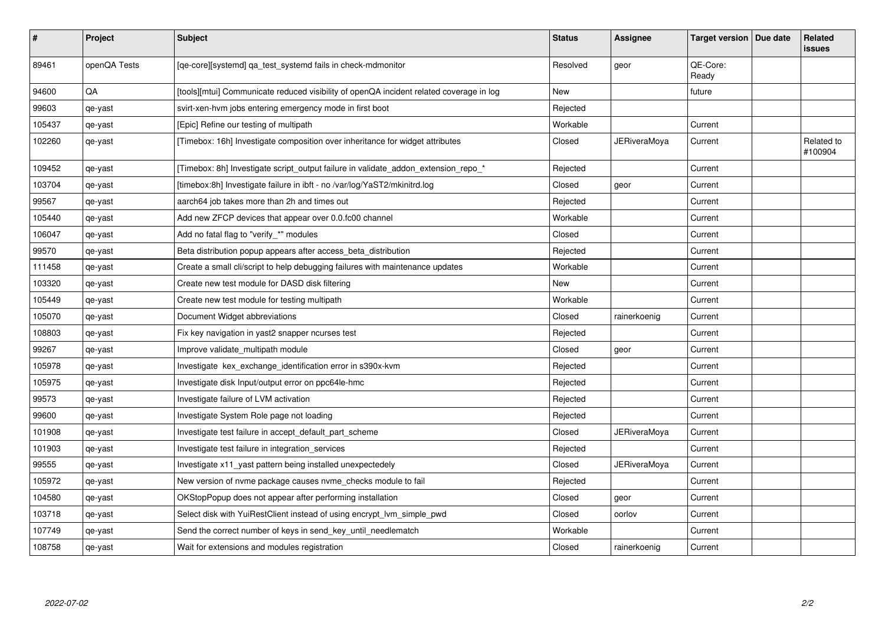| # | Project | Subject | Status | Assignee | Target version | Due date | Related issues |
|---|---|---|---|---|---|---|---|
| 89461 | openQA Tests | [qe-core][systemd] qa_test_systemd fails in check-mdmonitor | Resolved | geor | QE-Core: Ready | | |
| 94600 | QA | [tools][mtui] Communicate reduced visibility of openQA incident related coverage in log | New | | future | | |
| 99603 | qe-yast | svirt-xen-hvm jobs entering emergency mode in first boot | Rejected | | | | |
| 105437 | qe-yast | [Epic] Refine our testing of multipath | Workable | | Current | | |
| 102260 | qe-yast | [Timebox: 16h] Investigate composition over inheritance for widget attributes | Closed | JERiveraMoya | Current | | Related to #100904 |
| 109452 | qe-yast | [Timebox: 8h] Investigate script_output failure in validate_addon_extension_repo_* | Rejected | | Current | | |
| 103704 | qe-yast | [timebox:8h] Investigate failure in ibft - no /var/log/YaST2/mkinitrd.log | Closed | geor | Current | | |
| 99567 | qe-yast | aarch64 job takes more than 2h and times out | Rejected | | Current | | |
| 105440 | qe-yast | Add new ZFCP devices that appear over 0.0.fc00 channel | Workable | | Current | | |
| 106047 | qe-yast | Add no fatal flag to "verify_*" modules | Closed | | Current | | |
| 99570 | qe-yast | Beta distribution popup appears after access_beta_distribution | Rejected | | Current | | |
| 111458 | qe-yast | Create a small cli/script to help debugging failures with maintenance updates | Workable | | Current | | |
| 103320 | qe-yast | Create new test module for DASD disk filtering | New | | Current | | |
| 105449 | qe-yast | Create new test module for testing multipath | Workable | | Current | | |
| 105070 | qe-yast | Document Widget abbreviations | Closed | rainerkoenig | Current | | |
| 108803 | qe-yast | Fix key navigation in yast2 snapper ncurses test | Rejected | | Current | | |
| 99267 | qe-yast | Improve validate_multipath module | Closed | geor | Current | | |
| 105978 | qe-yast | Investigate kex_exchange_identification error in s390x-kvm | Rejected | | Current | | |
| 105975 | qe-yast | Investigate disk Input/output error on ppc64le-hmc | Rejected | | Current | | |
| 99573 | qe-yast | Investigate failure of LVM activation | Rejected | | Current | | |
| 99600 | qe-yast | Investigate System Role page not loading | Rejected | | Current | | |
| 101908 | qe-yast | Investigate test failure in accept_default_part_scheme | Closed | JERiveraMoya | Current | | |
| 101903 | qe-yast | Investigate test failure in integration_services | Rejected | | Current | | |
| 99555 | qe-yast | Investigate x11_yast pattern being installed unexpectedely | Closed | JERiveraMoya | Current | | |
| 105972 | qe-yast | New version of nvme package causes nvme_checks module to fail | Rejected | | Current | | |
| 104580 | qe-yast | OKStopPopup does not appear after performing installation | Closed | geor | Current | | |
| 103718 | qe-yast | Select disk with YuiRestClient instead of using encrypt_lvm_simple_pwd | Closed | oorlov | Current | | |
| 107749 | qe-yast | Send the correct number of keys in send_key_until_needlematch | Workable | | Current | | |
| 108758 | qe-yast | Wait for extensions and modules registration | Closed | rainerkoenig | Current | | |